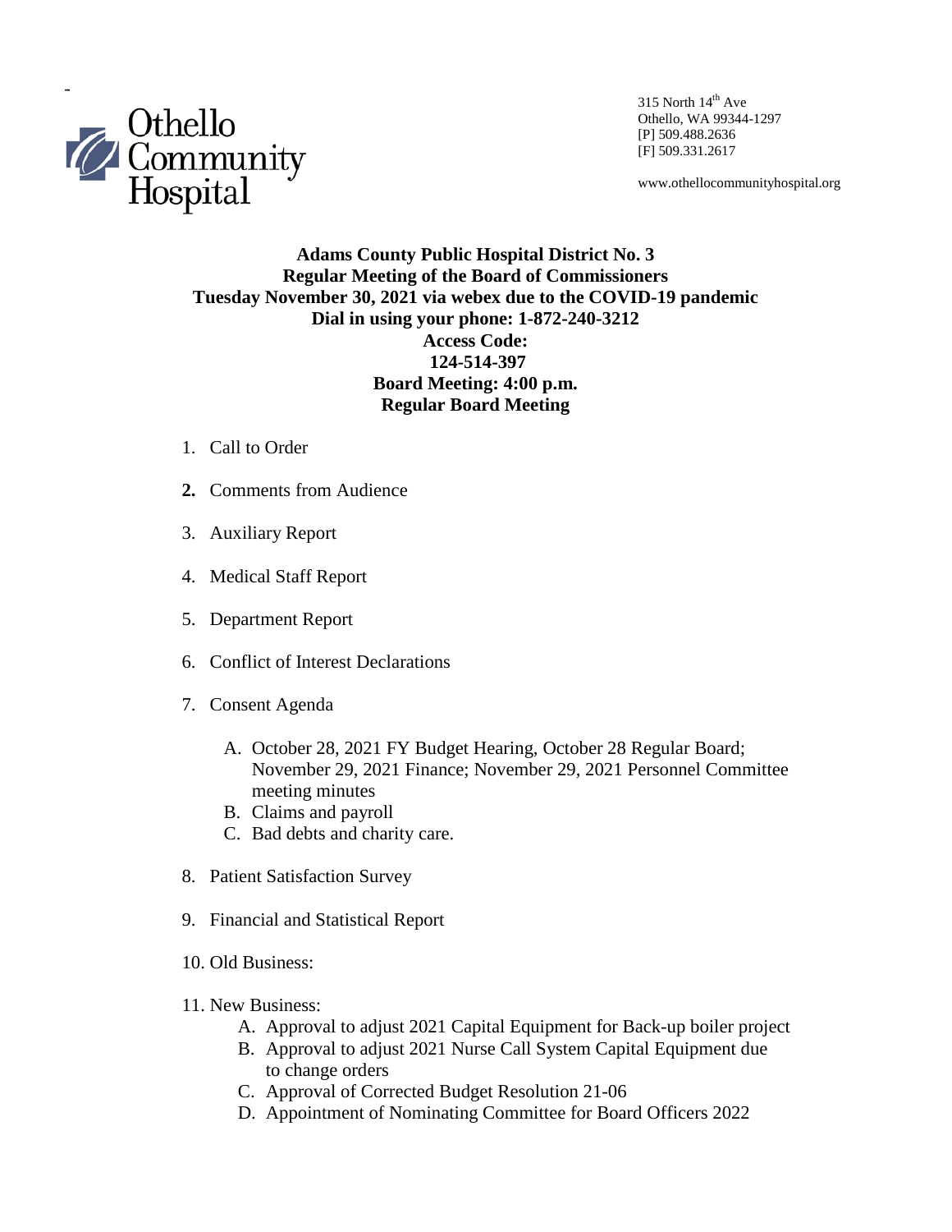Othello Community Hospital

315 North 14th Ave
Othello, WA 99344-1297
[P] 509.488.2636
[F] 509.331.2617

www.othellocommunityhospital.org

**Adams County Public Hospital District No. 3**
**Regular Meeting of the Board of Commissioners**
**Tuesday November 30, 2021 via webex due to the COVID-19 pandemic**
**Dial in using your phone: 1-872-240-3212**
**Access Code:**
**124-514-397**
**Board Meeting: 4:00 p.m.**
**Regular Board Meeting**

1. Call to Order
2. Comments from Audience
3. Auxiliary Report
4. Medical Staff Report
5. Department Report
6. Conflict of Interest Declarations
7. Consent Agenda
   A. October 28, 2021 FY Budget Hearing, October 28 Regular Board; November 29, 2021 Finance; November 29, 2021 Personnel Committee meeting minutes
   B. Claims and payroll
   C. Bad debts and charity care.
8. Patient Satisfaction Survey
9. Financial and Statistical Report
10. Old Business:
11. New Business:
    A. Approval to adjust 2021 Capital Equipment for Back-up boiler project
    B. Approval to adjust 2021 Nurse Call System Capital Equipment due to change orders
    C. Approval of Corrected Budget Resolution 21-06
    D. Appointment of Nominating Committee for Board Officers 2022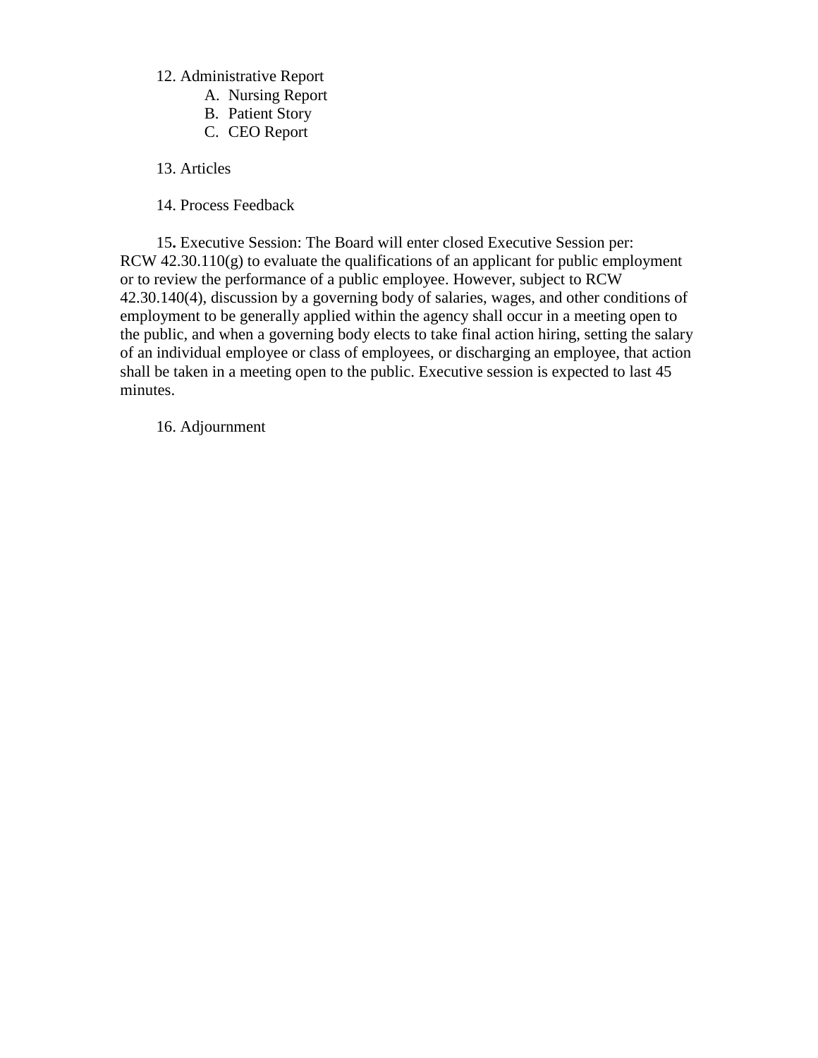12. Administrative Report
    A. Nursing Report
    B. Patient Story
    C. CEO Report

13. Articles

14. Process Feedback

15. Executive Session: The Board will enter closed Executive Session per: RCW 42.30.110(g) to evaluate the qualifications of an applicant for public employment or to review the performance of a public employee. However, subject to RCW 42.30.140(4), discussion by a governing body of salaries, wages, and other conditions of employment to be generally applied within the agency shall occur in a meeting open to the public, and when a governing body elects to take final action hiring, setting the salary of an individual employee or class of employees, or discharging an employee, that action shall be taken in a meeting open to the public. Executive session is expected to last 45 minutes.

16. Adjournment